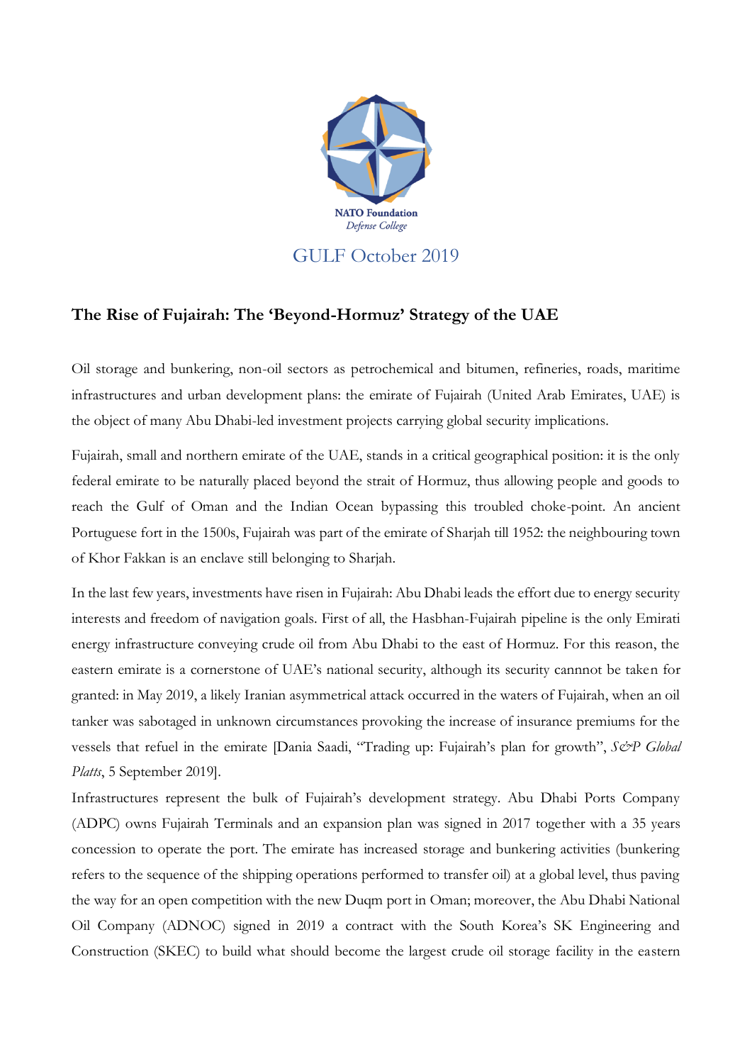NATO Foundation
*Defense College*

GULF October 2019

## The Rise of Fujairah: The 'Beyond-Hormuz' Strategy of the UAE

Oil storage and bunkering, non-oil sectors as petrochemical and bitumen, refineries, roads, maritime infrastructures and urban development plans: the emirate of Fujairah (United Arab Emirates, UAE) is the object of many Abu Dhabi-led investment projects carrying global security implications.

Fujairah, small and northern emirate of the UAE, stands in a critical geographical position: it is the only federal emirate to be naturally placed beyond the strait of Hormuz, thus allowing people and goods to reach the Gulf of Oman and the Indian Ocean bypassing this troubled choke-point. An ancient Portuguese fort in the 1500s, Fujairah was part of the emirate of Sharjah till 1952: the neighbouring town of Khor Fakkan is an enclave still belonging to Sharjah.

In the last few years, investments have risen in Fujairah: Abu Dhabi leads the effort due to energy security interests and freedom of navigation goals. First of all, the Hasbhan-Fujairah pipeline is the only Emirati energy infrastructure conveying crude oil from Abu Dhabi to the east of Hormuz. For this reason, the eastern emirate is a cornerstone of UAE's national security, although its security cannnot be taken for granted: in May 2019, a likely Iranian asymmetrical attack occurred in the waters of Fujairah, when an oil tanker was sabotaged in unknown circumstances provoking the increase of insurance premiums for the vessels that refuel in the emirate [Dania Saadi, "Trading up: Fujairah's plan for growth", *S&P Global Platts*, 5 September 2019].

Infrastructures represent the bulk of Fujairah's development strategy. Abu Dhabi Ports Company (ADPC) owns Fujairah Terminals and an expansion plan was signed in 2017 together with a 35 years concession to operate the port. The emirate has increased storage and bunkering activities (bunkering refers to the sequence of the shipping operations performed to transfer oil) at a global level, thus paving the way for an open competition with the new Duqm port in Oman; moreover, the Abu Dhabi National Oil Company (ADNOC) signed in 2019 a contract with the South Korea's SK Engineering and Construction (SKEC) to build what should become the largest crude oil storage facility in the eastern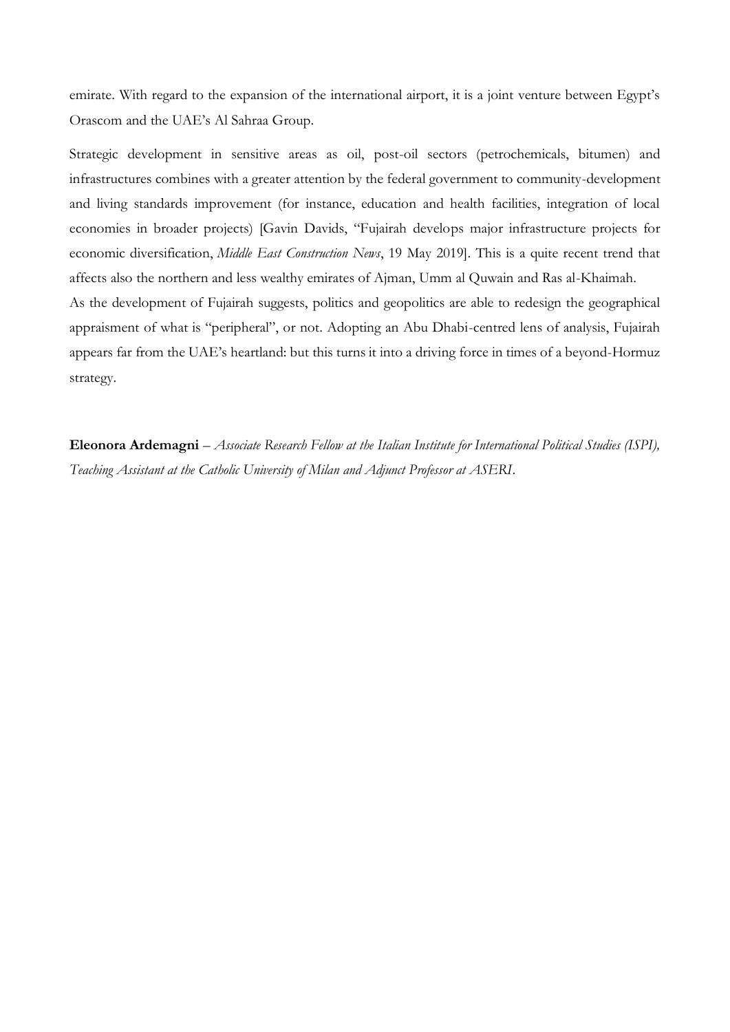emirate. With regard to the expansion of the international airport, it is a joint venture between Egypt's Orascom and the UAE's Al Sahraa Group.

Strategic development in sensitive areas as oil, post-oil sectors (petrochemicals, bitumen) and infrastructures combines with a greater attention by the federal government to community-development and living standards improvement (for instance, education and health facilities, integration of local economies in broader projects) [Gavin Davids, "Fujairah develops major infrastructure projects for economic diversification, *Middle East Construction News*, 19 May 2019]. This is a quite recent trend that affects also the northern and less wealthy emirates of Ajman, Umm al Quwain and Ras al-Khaimah.

As the development of Fujairah suggests, politics and geopolitics are able to redesign the geographical appraisment of what is "peripheral", or not. Adopting an Abu Dhabi-centred lens of analysis, Fujairah appears far from the UAE's heartland: but this turns it into a driving force in times of a beyond-Hormuz strategy.

**Eleonora Ardemagni** – *Associate Research Fellow at the Italian Institute for International Political Studies (ISPI), Teaching Assistant at the Catholic University of Milan and Adjunct Professor at ASERI*.